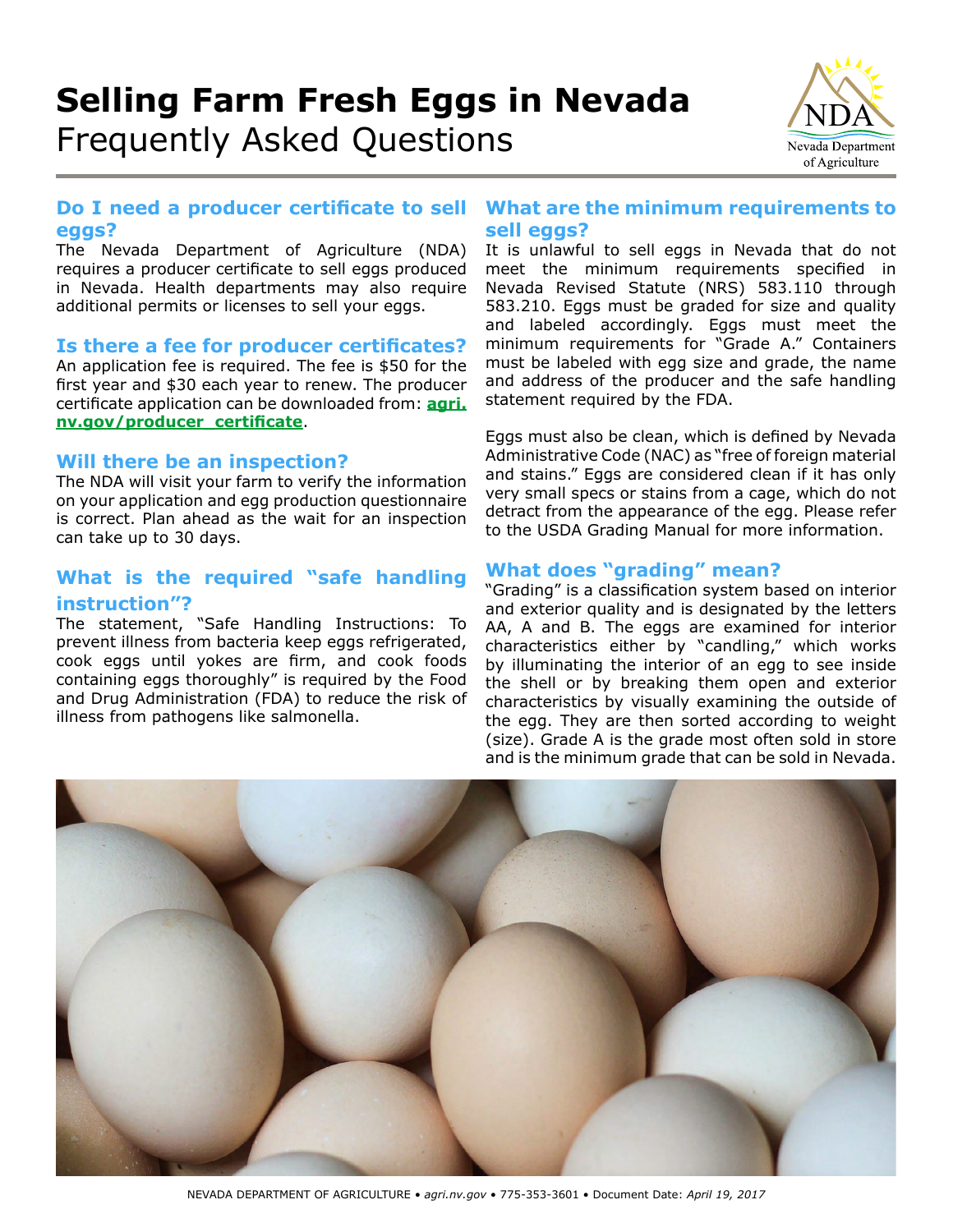# Selling Farm Fresh Eggs in Nevada

Frequently Asked Questions

## Do I need a producer certificate to sell eggs?

The Nevada Department of Agriculture (NDA) requires a producer certificate to sell eggs produced in Nevada. Health departments may also require additional permits or licenses to sell your eggs.

## Is there a fee for producer certificates?

An application fee is required. The fee is $50 for the first year and $30 each year to renew. The producer certificate application can be downloaded from: **agri.nv.gov/producer_certificate**.

## Will there be an inspection?

The NDA will visit your farm to verify the information on your application and egg production questionnaire is correct. Plan ahead as the wait for an inspection can take up to 30 days.

## What is the required "safe handling instruction"?

The statement, "Safe Handling Instructions: To prevent illness from bacteria keep eggs refrigerated, cook eggs until yokes are firm, and cook foods containing eggs thoroughly" is required by the Food and Drug Administration (FDA) to reduce the risk of illness from pathogens like salmonella.

## What are the minimum requirements to sell eggs?

It is unlawful to sell eggs in Nevada that do not meet the minimum requirements specified in Nevada Revised Statute (NRS) 583.110 through 583.210. Eggs must be graded for size and quality and labeled accordingly. Eggs must meet the minimum requirements for "Grade A." Containers must be labeled with egg size and grade, the name and address of the producer and the safe handling statement required by the FDA.

Eggs must also be clean, which is defined by Nevada Administrative Code (NAC) as "free of foreign material and stains." Eggs are considered clean if it has only very small specs or stains from a cage, which do not detract from the appearance of the egg. Please refer to the USDA Grading Manual for more information.

## What does "grading" mean?

"Grading" is a classification system based on interior and exterior quality and is designated by the letters AA, A and B. The eggs are examined for interior characteristics either by "candling," which works by illuminating the interior of an egg to see inside the shell or by breaking them open and exterior characteristics by visually examining the outside of the egg. They are then sorted according to weight (size). Grade A is the grade most often sold in store and is the minimum grade that can be sold in Nevada.

NEVADA DEPARTMENT OF AGRICULTURE • *agri.nv.gov* • 775-353-3601 • Document Date: *April 19, 2017*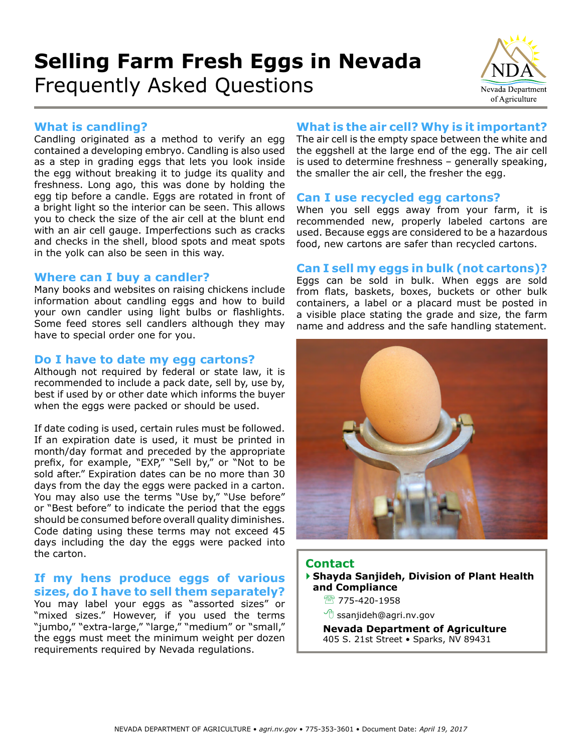# Selling Farm Fresh Eggs in Nevada

Frequently Asked Questions

Nevada Department of Agriculture

## What is candling?

Candling originated as a method to verify an egg contained a developing embryo. Candling is also used as a step in grading eggs that lets you look inside the egg without breaking it to judge its quality and freshness. Long ago, this was done by holding the egg tip before a candle. Eggs are rotated in front of a bright light so the interior can be seen. This allows you to check the size of the air cell at the blunt end with an air cell gauge. Imperfections such as cracks and checks in the shell, blood spots and meat spots in the yolk can also be seen in this way.

## Where can I buy a candler?

Many books and websites on raising chickens include information about candling eggs and how to build your own candler using light bulbs or flashlights. Some feed stores sell candlers although they may have to special order one for you.

## Do I have to date my egg cartons?

Although not required by federal or state law, it is recommended to include a pack date, sell by, use by, best if used by or other date which informs the buyer when the eggs were packed or should be used.

If date coding is used, certain rules must be followed. If an expiration date is used, it must be printed in month/day format and preceded by the appropriate prefix, for example, "EXP," "Sell by," or "Not to be sold after." Expiration dates can be no more than 30 days from the day the eggs were packed in a carton. You may also use the terms "Use by," "Use before" or "Best before" to indicate the period that the eggs should be consumed before overall quality diminishes. Code dating using these terms may not exceed 45 days including the day the eggs were packed into the carton.

## If my hens produce eggs of various sizes, do I have to sell them separately?

You may label your eggs as "assorted sizes" or "mixed sizes." However, if you used the terms "jumbo," "extra-large," "large," "medium" or "small," the eggs must meet the minimum weight per dozen requirements required by Nevada regulations.

## What is the air cell? Why is it important?

The air cell is the empty space between the white and the eggshell at the large end of the egg. The air cell is used to determine freshness – generally speaking, the smaller the air cell, the fresher the egg.

## Can I use recycled egg cartons?

When you sell eggs away from your farm, it is recommended new, properly labeled cartons are used. Because eggs are considered to be a hazardous food, new cartons are safer than recycled cartons.

## Can I sell my eggs in bulk (not cartons)?

Eggs can be sold in bulk. When eggs are sold from flats, baskets, boxes, buckets or other bulk containers, a label or a placard must be posted in a visible place stating the grade and size, the farm name and address and the safe handling statement.

## Contact

- **Shayda Sanjideh, Division of Plant Health and Compliance**
  - 775-420-1958
  - ssanjideh@agri.nv.gov

**Nevada Department of Agriculture**
405 S. 21st Street • Sparks, NV 89431

NEVADA DEPARTMENT OF AGRICULTURE • *agri.nv.gov* • 775-353-3601 • Document Date: *April 19, 2017*